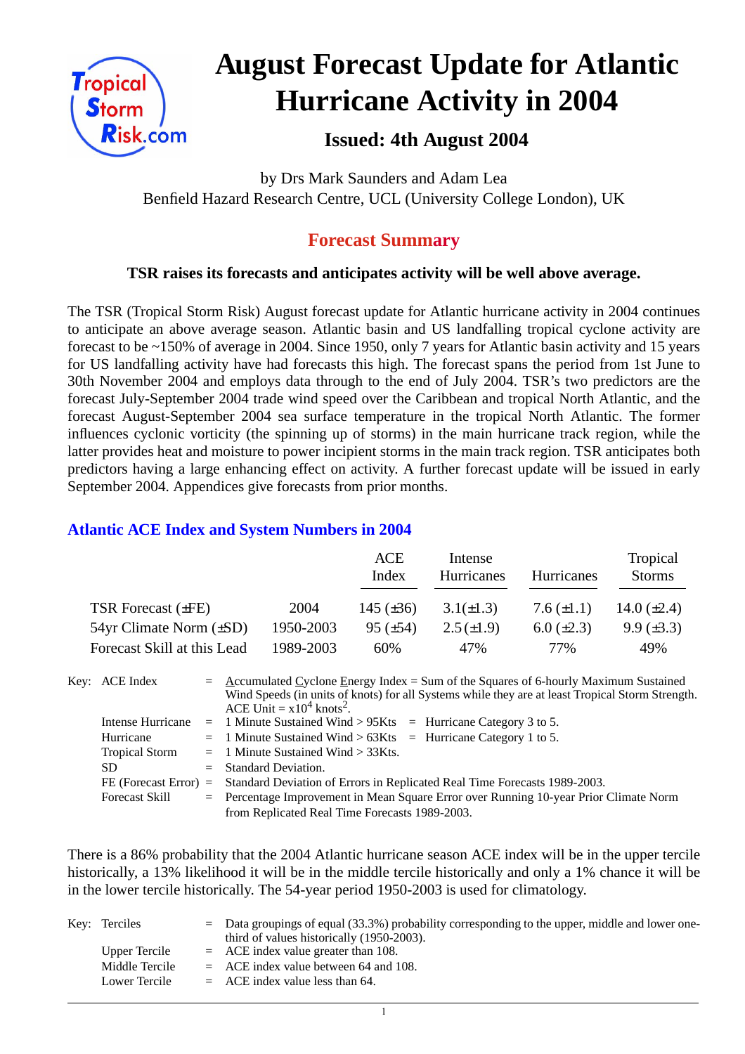# August Forecast Update for Atlantic Hurricane Activity in 2004

## Issued: 4th August 2004

by Drs Mark Saunders and Adam Lea
Benfield Hazard Research Centre, UCL (University College London), UK

## Forecast Summary

**TSR raises its forecasts and anticipates activity will be well above average.**

The TSR (Tropical Storm Risk) August forecast update for Atlantic hurricane activity in 2004 continues to anticipate an above average season. Atlantic basin and US landfalling tropical cyclone activity are forecast to be ~150% of average in 2004. Since 1950, only 7 years for Atlantic basin activity and 15 years for US landfalling activity have had forecasts this high. The forecast spans the period from 1st June to 30th November 2004 and employs data through to the end of July 2004. TSR's two predictors are the forecast July-September 2004 trade wind speed over the Caribbean and tropical North Atlantic, and the forecast August-September 2004 sea surface temperature in the tropical North Atlantic. The former influences cyclonic vorticity (the spinning up of storms) in the main hurricane track region, while the latter provides heat and moisture to power incipient storms in the main track region. TSR anticipates both predictors having a large enhancing effect on activity. A further forecast update will be issued in early September 2004. Appendices give forecasts from prior months.

### Atlantic ACE Index and System Numbers in 2004

| | | ACE Index | Intense Hurricanes | Hurricanes | Tropical Storms |
|---|---|---|---|---|---|
| TSR Forecast (±FE) | 2004 | 145 (±36) | 3.1(±1.3) | 7.6 (±1.1) | 14.0 (±2.4) |
| 54yr Climate Norm (±SD) | 1950-2003 | 95 (±54) | 2.5 (±1.9) | 6.0 (±2.3) | 9.9 (±3.3) |
| Forecast Skill at this Lead | 1989-2003 | 60% | 47% | 77% | 49% |

Key:
- ACE Index = Accumulated Cyclone Energy Index = Sum of the Squares of 6-hourly Maximum Sustained Wind Speeds (in units of knots) for all Systems while they are at least Tropical Storm Strength. ACE Unit = $x10^4$ knots$^2$.
- Intense Hurricane = 1 Minute Sustained Wind > 95Kts = Hurricane Category 3 to 5.
- Hurricane = 1 Minute Sustained Wind > 63Kts = Hurricane Category 1 to 5.
- Tropical Storm = 1 Minute Sustained Wind > 33Kts.
- SD = Standard Deviation.
- FE (Forecast Error) = Standard Deviation of Errors in Replicated Real Time Forecasts 1989-2003.
- Forecast Skill = Percentage Improvement in Mean Square Error over Running 10-year Prior Climate Norm from Replicated Real Time Forecasts 1989-2003.

There is a 86% probability that the 2004 Atlantic hurricane season ACE index will be in the upper tercile historically, a 13% likelihood it will be in the middle tercile historically and only a 1% chance it will be in the lower tercile historically. The 54-year period 1950-2003 is used for climatology.

Key:
- Terciles = Data groupings of equal (33.3%) probability corresponding to the upper, middle and lower one-third of values historically (1950-2003).
- Upper Tercile = ACE index value greater than 108.
- Middle Tercile = ACE index value between 64 and 108.
- Lower Tercile = ACE index value less than 64.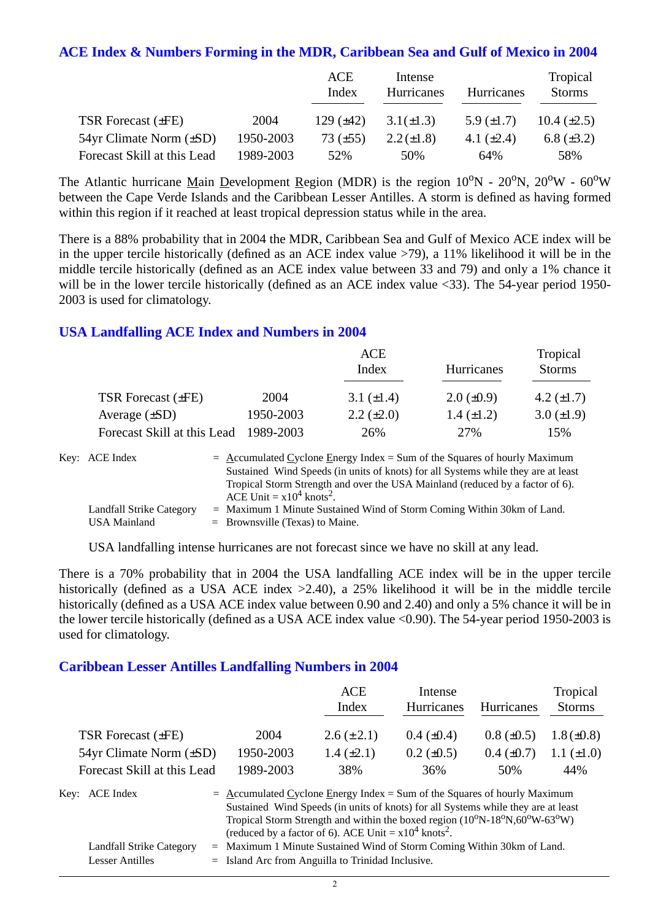## ACE Index & Numbers Forming in the MDR, Caribbean Sea and Gulf of Mexico in 2004

| | | ACE Index | Intense Hurricanes | Hurricanes | Tropical Storms |
|---|---|---|---|---|---|
| TSR Forecast (±FE) | 2004 | 129 (±42) | 3.1(±1.3) | 5.9 (±1.7) | 10.4 (±2.5) |
| 54yr Climate Norm (±SD) | 1950-2003 | 73 (±55) | 2.2 (±1.8) | 4.1 (±2.4) | 6.8 (±3.2) |
| Forecast Skill at this Lead | 1989-2003 | 52% | 50% | 64% | 58% |

The Atlantic hurricane Main Development Region (MDR) is the region $10^oN$ - $20^oN$, $20^oW$ - $60^oW$ between the Cape Verde Islands and the Caribbean Lesser Antilles. A storm is defined as having formed within this region if it reached at least tropical depression status while in the area.

There is a 88% probability that in 2004 the MDR, Caribbean Sea and Gulf of Mexico ACE index will be in the upper tercile historically (defined as an ACE index value >79), a 11% likelihood it will be in the middle tercile historically (defined as an ACE index value between 33 and 79) and only a 1% chance it will be in the lower tercile historically (defined as an ACE index value <33). The 54-year period 1950-2003 is used for climatology.

## USA Landfalling ACE Index and Numbers in 2004

| | | ACE Index | Hurricanes | Tropical Storms |
|---|---|---|---|---|
| TSR Forecast (±FE) | 2004 | 3.1 (±1.4) | 2.0 (±0.9) | 4.2 (±1.7) |
| Average (±SD) | 1950-2003 | 2.2 (±2.0) | 1.4 (±1.2) | 3.0 (±1.9) |
| Forecast Skill at this Lead | 1989-2003 | 26% | 27% | 15% |

Key: ACE Index = Accumulated Cyclone Energy Index = Sum of the Squares of hourly Maximum Sustained Wind Speeds (in units of knots) for all Systems while they are at least Tropical Storm Strength and over the USA Mainland (reduced by a factor of 6). ACE Unit = $x10^4$ $knots^2$.

Landfall Strike Category = Maximum 1 Minute Sustained Wind of Storm Coming Within 30km of Land.

USA Mainland = Brownsville (Texas) to Maine.

USA landfalling intense hurricanes are not forecast since we have no skill at any lead.

There is a 70% probability that in 2004 the USA landfalling ACE index will be in the upper tercile historically (defined as a USA ACE index >2.40), a 25% likelihood it will be in the middle tercile historically (defined as a USA ACE index value between 0.90 and 2.40) and only a 5% chance it will be in the lower tercile historically (defined as a USA ACE index value <0.90). The 54-year period 1950-2003 is used for climatology.

## Caribbean Lesser Antilles Landfalling Numbers in 2004

| | | ACE Index | Intense Hurricanes | Hurricanes | Tropical Storms |
|---|---|---|---|---|---|
| TSR Forecast (±FE) | 2004 | 2.6 (±2.1) | 0.4 (±0.4) | 0.8 (±0.5) | 1.8 (±0.8) |
| 54yr Climate Norm (±SD) | 1950-2003 | 1.4 (±2.1) | 0.2 (±0.5) | 0.4 (±0.7) | 1.1 (±1.0) |
| Forecast Skill at this Lead | 1989-2003 | 38% | 36% | 50% | 44% |

Key: ACE Index = Accumulated Cyclone Energy Index = Sum of the Squares of hourly Maximum Sustained Wind Speeds (in units of knots) for all Systems while they are at least Tropical Storm Strength and within the boxed region ($10^oN$-$18^oN$,$60^oW$-$63^oW$) (reduced by a factor of 6). ACE Unit = $x10^4$ $knots^2$.

Landfall Strike Category = Maximum 1 Minute Sustained Wind of Storm Coming Within 30km of Land.

Lesser Antilles = Island Arc from Anguilla to Trinidad Inclusive.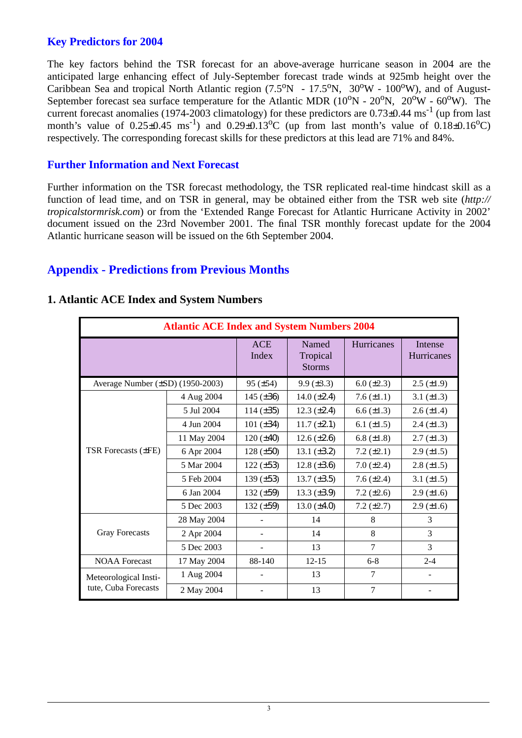## Key Predictors for 2004

The key factors behind the TSR forecast for an above-average hurricane season in 2004 are the anticipated large enhancing effect of July-September forecast trade winds at 925mb height over the Caribbean Sea and tropical North Atlantic region (7.5$^o$N - 17.5$^o$N, 30$^o$W - 100$^o$W), and of August-September forecast sea surface temperature for the Atlantic MDR (10$^o$N - 20$^o$N, 20$^o$W - 60$^o$W). The current forecast anomalies (1974-2003 climatology) for these predictors are 0.73±0.44 ms$^{-1}$ (up from last month's value of 0.25±0.45 ms$^{-1}$) and 0.29±0.13$^o$C (up from last month's value of 0.18±0.16$^o$C) respectively. The corresponding forecast skills for these predictors at this lead are 71% and 84%.

## Further Information and Next Forecast

Further information on the TSR forecast methodology, the TSR replicated real-time hindcast skill as a function of lead time, and on TSR in general, may be obtained either from the TSR web site (*http://tropicalstormrisk.com*) or from the 'Extended Range Forecast for Atlantic Hurricane Activity in 2002' document issued on the 23rd November 2001. The final TSR monthly forecast update for the 2004 Atlantic hurricane season will be issued on the 6th September 2004.

# Appendix - Predictions from Previous Months

### 1. Atlantic ACE Index and System Numbers

| Atlantic ACE Index and System Numbers 2004 | | | | | |
|---|---|---|---|---|---|
| | | ACE Index | Named Tropical Storms | Hurricanes | Intense Hurricanes |
| Average Number (±SD) (1950-2003) | | 95 (±54) | 9.9 (±3.3) | 6.0 (±2.3) | 2.5 (±1.9) |
| TSR Forecasts (±FE) | 4 Aug 2004 | 145 (±36) | 14.0 (±2.4) | 7.6 (±1.1) | 3.1 (±1.3) |
| | 5 Jul 2004 | 114 (±35) | 12.3 (±2.4) | 6.6 (±1.3) | 2.6 (±1.4) |
| | 4 Jun 2004 | 101 (±34) | 11.7 (±2.1) | 6.1 (±1.5) | 2.4 (±1.3) |
| | 11 May 2004 | 120 (±40) | 12.6 (±2.6) | 6.8 (±1.8) | 2.7 (±1.3) |
| | 6 Apr 2004 | 128 (±50) | 13.1 (±3.2) | 7.2 (±2.1) | 2.9 (±1.5) |
| | 5 Mar 2004 | 122 (±53) | 12.8 (±3.6) | 7.0 (±2.4) | 2.8 (±1.5) |
| | 5 Feb 2004 | 139 (±53) | 13.7 (±3.5) | 7.6 (±2.4) | 3.1 (±1.5) |
| | 6 Jan 2004 | 132 (±59) | 13.3 (±3.9) | 7.2 (±2.6) | 2.9 (±1.6) |
| | 5 Dec 2003 | 132 (±59) | 13.0 (±4.0) | 7.2 (±2.7) | 2.9 (±1.6) |
| Gray Forecasts | 28 May 2004 | - | 14 | 8 | 3 |
| | 2 Apr 2004 | - | 14 | 8 | 3 |
| | 5 Dec 2003 | - | 13 | 7 | 3 |
| NOAA Forecast | 17 May 2004 | 88-140 | 12-15 | 6-8 | 2-4 |
| Meteorological Institute, Cuba Forecasts | 1 Aug 2004 | - | 13 | 7 | - |
| | 2 May 2004 | - | 13 | 7 | - |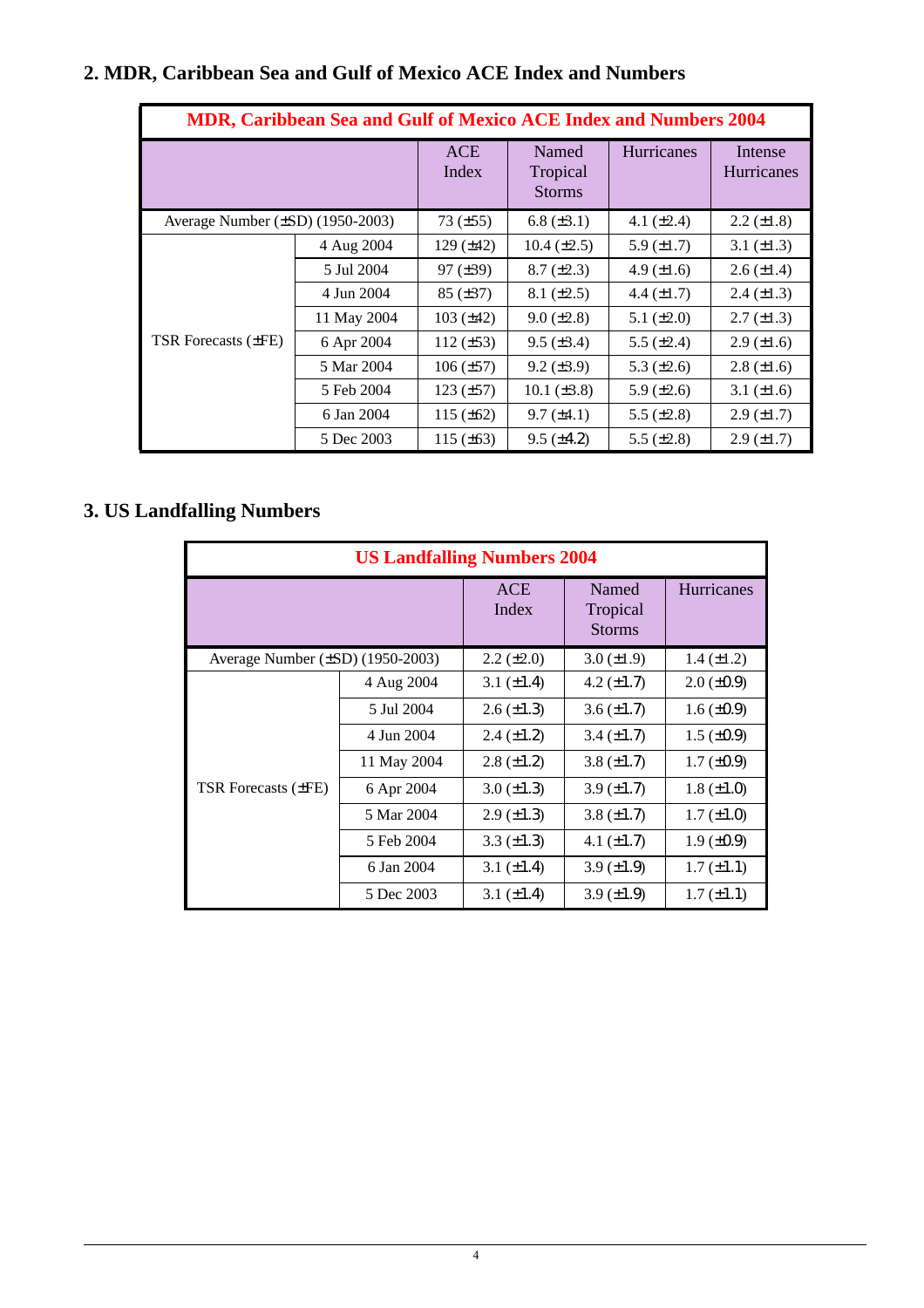## 2. MDR, Caribbean Sea and Gulf of Mexico ACE Index and Numbers

| MDR, Caribbean Sea and Gulf of Mexico ACE Index and Numbers 2004 | | | | | |
|---|---|---|---|---|---|
| | | ACE Index | Named Tropical Storms | Hurricanes | Intense Hurricanes |
| Average Number (±SD) (1950-2003) | | 73 (±55) | 6.8 (±3.1) | 4.1 (±2.4) | 2.2 (±1.8) |
| TSR Forecasts (±FE) | 4 Aug 2004 | 129 (±42) | 10.4 (±2.5) | 5.9 (±1.7) | 3.1 (±1.3) |
| | 5 Jul 2004 | 97 (±39) | 8.7 (±2.3) | 4.9 (±1.6) | 2.6 (±1.4) |
| | 4 Jun 2004 | 85 (±37) | 8.1 (±2.5) | 4.4 (±1.7) | 2.4 (±1.3) |
| | 11 May 2004 | 103 (±42) | 9.0 (±2.8) | 5.1 (±2.0) | 2.7 (±1.3) |
| | 6 Apr 2004 | 112 (±53) | 9.5 (±3.4) | 5.5 (±2.4) | 2.9 (±1.6) |
| | 5 Mar 2004 | 106 (±57) | 9.2 (±3.9) | 5.3 (±2.6) | 2.8 (±1.6) |
| | 5 Feb 2004 | 123 (±57) | 10.1 (±3.8) | 5.9 (±2.6) | 3.1 (±1.6) |
| | 6 Jan 2004 | 115 (±62) | 9.7 (±4.1) | 5.5 (±2.8) | 2.9 (±1.7) |
| | 5 Dec 2003 | 115 (±63) | 9.5 (±4.2) | 5.5 (±2.8) | 2.9 (±1.7) |

## 3. US Landfalling Numbers

| US Landfalling Numbers 2004 | | | | |
|---|---|---|---|---|
| | | ACE Index | Named Tropical Storms | Hurricanes |
| Average Number (±SD) (1950-2003) | | 2.2 (±2.0) | 3.0 (±1.9) | 1.4 (±1.2) |
| TSR Forecasts (±FE) | 4 Aug 2004 | 3.1 (±1.4) | 4.2 (±1.7) | 2.0 (±0.9) |
| | 5 Jul 2004 | 2.6 (±1.3) | 3.6 (±1.7) | 1.6 (±0.9) |
| | 4 Jun 2004 | 2.4 (±1.2) | 3.4 (±1.7) | 1.5 (±0.9) |
| | 11 May 2004 | 2.8 (±1.2) | 3.8 (±1.7) | 1.7 (±0.9) |
| | 6 Apr 2004 | 3.0 (±1.3) | 3.9 (±1.7) | 1.8 (±1.0) |
| | 5 Mar 2004 | 2.9 (±1.3) | 3.8 (±1.7) | 1.7 (±1.0) |
| | 5 Feb 2004 | 3.3 (±1.3) | 4.1 (±1.7) | 1.9 (±0.9) |
| | 6 Jan 2004 | 3.1 (±1.4) | 3.9 (±1.9) | 1.7 (±1.1) |
| | 5 Dec 2003 | 3.1 (±1.4) | 3.9 (±1.9) | 1.7 (±1.1) |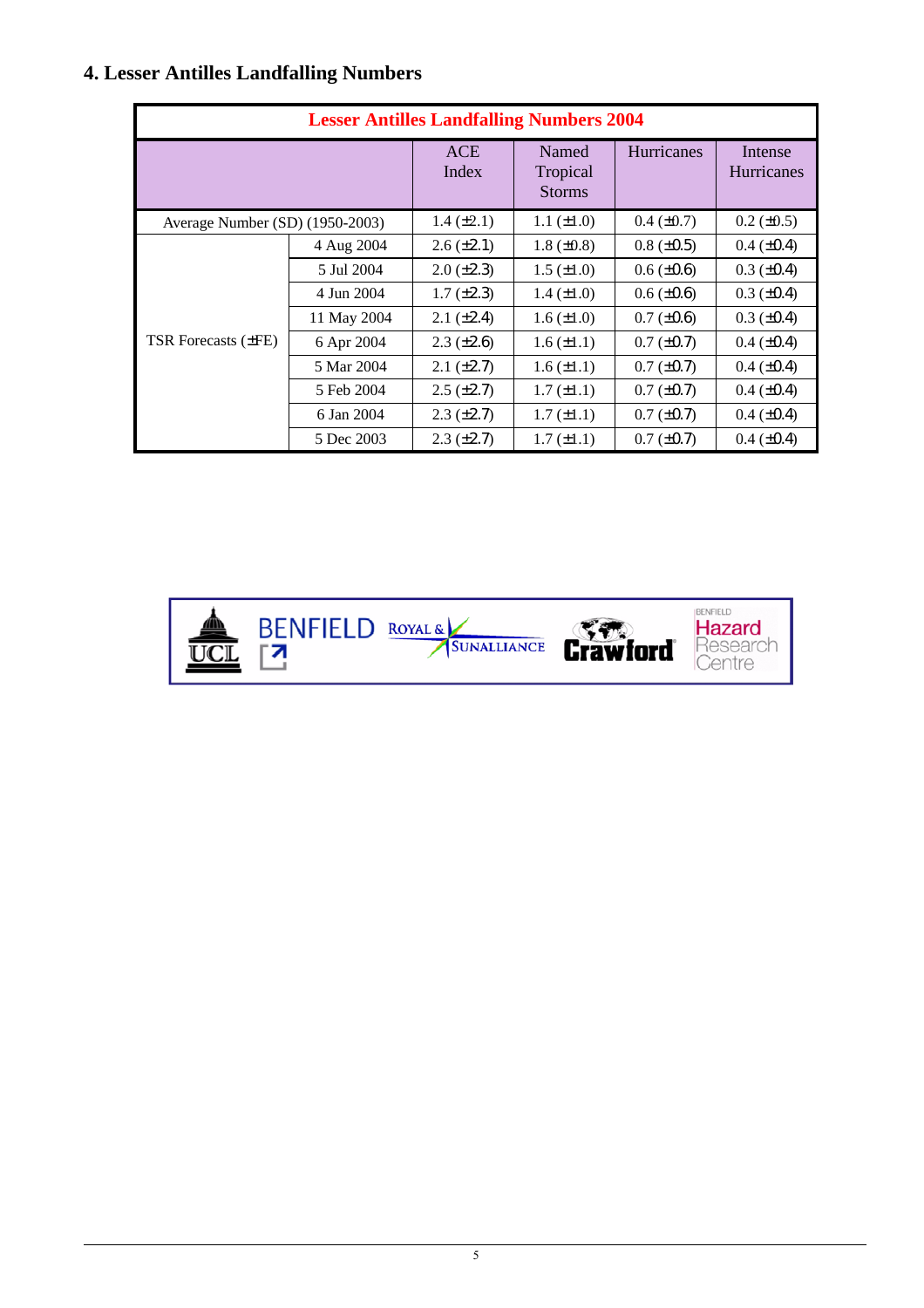## 4. Lesser Antilles Landfalling Numbers

| Lesser Antilles Landfalling Numbers 2004 | | | | | |
|---|---|---|---|---|---|
| | | ACE Index | Named Tropical Storms | Hurricanes | Intense Hurricanes |
| Average Number (SD) (1950-2003) | | 1.4 (±2.1) | 1.1 (±1.0) | 0.4 (±0.7) | 0.2 (±0.5) |
| TSR Forecasts (±FE) | 4 Aug 2004 | 2.6 (±2.1) | 1.8 (±0.8) | 0.8 (±0.5) | 0.4 (±0.4) |
| | 5 Jul 2004 | 2.0 (±2.3) | 1.5 (±1.0) | 0.6 (±0.6) | 0.3 (±0.4) |
| | 4 Jun 2004 | 1.7 (±2.3) | 1.4 (±1.0) | 0.6 (±0.6) | 0.3 (±0.4) |
| | 11 May 2004 | 2.1 (±2.4) | 1.6 (±1.0) | 0.7 (±0.6) | 0.3 (±0.4) |
| | 6 Apr 2004 | 2.3 (±2.6) | 1.6 (±1.1) | 0.7 (±0.7) | 0.4 (±0.4) |
| | 5 Mar 2004 | 2.1 (±2.7) | 1.6 (±1.1) | 0.7 (±0.7) | 0.4 (±0.4) |
| | 5 Feb 2004 | 2.5 (±2.7) | 1.7 (±1.1) | 0.7 (±0.7) | 0.4 (±0.4) |
| | 6 Jan 2004 | 2.3 (±2.7) | 1.7 (±1.1) | 0.7 (±0.7) | 0.4 (±0.4) |
| | 5 Dec 2003 | 2.3 (±2.7) | 1.7 (±1.1) | 0.7 (±0.7) | 0.4 (±0.4) |

UCL BENFIELD ROYAL & SUNALLIANCE Crawford BENFIELD Hazard Research Centre